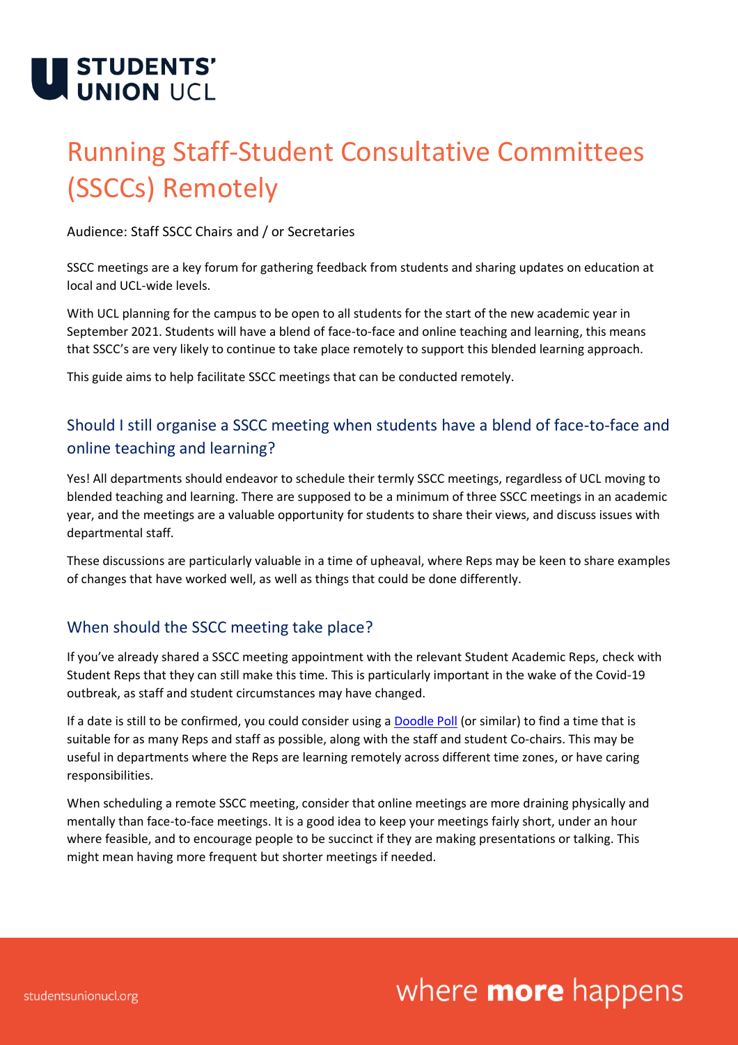# Running Staff-Student Consultative Committees (SSCCs) Remotely

Audience: Staff SSCC Chairs and / or Secretaries

SSCC meetings are a key forum for gathering feedback from students and sharing updates on education at local and UCL-wide levels.

With UCL planning for the campus to be open to all students for the start of the new academic year in September 2021. Students will have a blend of face-to-face and online teaching and learning, this means that SSCC's are very likely to continue to take place remotely to support this blended learning approach.

This guide aims to help facilitate SSCC meetings that can be conducted remotely.

## Should I still organise a SSCC meeting when students have a blend of face-to-face and online teaching and learning?

Yes! All departments should endeavor to schedule their termly SSCC meetings, regardless of UCL moving to blended teaching and learning. There are supposed to be a minimum of three SSCC meetings in an academic year, and the meetings are a valuable opportunity for students to share their views, and discuss issues with departmental staff.

These discussions are particularly valuable in a time of upheaval, where Reps may be keen to share examples of changes that have worked well, as well as things that could be done differently.

## When should the SSCC meeting take place?

If you've already shared a SSCC meeting appointment with the relevant Student Academic Reps, check with Student Reps that they can still make this time. This is particularly important in the wake of the Covid-19 outbreak, as staff and student circumstances may have changed.

If a date is still to be confirmed, you could consider using a Doodle Poll (or similar) to find a time that is suitable for as many Reps and staff as possible, along with the staff and student Co-chairs. This may be useful in departments where the Reps are learning remotely across different time zones, or have caring responsibilities.

When scheduling a remote SSCC meeting, consider that online meetings are more draining physically and mentally than face-to-face meetings. It is a good idea to keep your meetings fairly short, under an hour where feasible, and to encourage people to be succinct if they are making presentations or talking. This might mean having more frequent but shorter meetings if needed.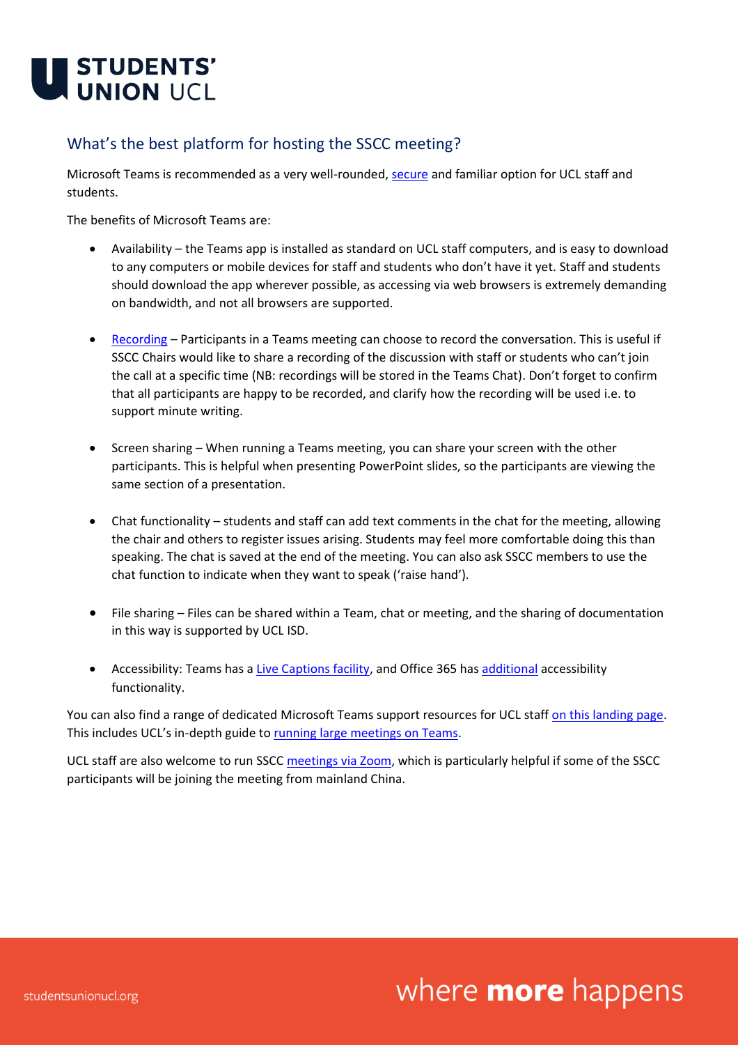## What's the best platform for hosting the SSCC meeting?

Microsoft Teams is recommended as a very well-rounded, secure and familiar option for UCL staff and students.

The benefits of Microsoft Teams are:

- Availability – the Teams app is installed as standard on UCL staff computers, and is easy to download to any computers or mobile devices for staff and students who don't have it yet. Staff and students should download the app wherever possible, as accessing via web browsers is extremely demanding on bandwidth, and not all browsers are supported.

- Recording – Participants in a Teams meeting can choose to record the conversation. This is useful if SSCC Chairs would like to share a recording of the discussion with staff or students who can't join the call at a specific time (NB: recordings will be stored in the Teams Chat). Don't forget to confirm that all participants are happy to be recorded, and clarify how the recording will be used i.e. to support minute writing.

- Screen sharing – When running a Teams meeting, you can share your screen with the other participants. This is helpful when presenting PowerPoint slides, so the participants are viewing the same section of a presentation.

- Chat functionality – students and staff can add text comments in the chat for the meeting, allowing the chair and others to register issues arising. Students may feel more comfortable doing this than speaking. The chat is saved at the end of the meeting. You can also ask SSCC members to use the chat function to indicate when they want to speak ('raise hand').

- File sharing – Files can be shared within a Team, chat or meeting, and the sharing of documentation in this way is supported by UCL ISD.

- Accessibility: Teams has a Live Captions facility, and Office 365 has additional accessibility functionality.

You can also find a range of dedicated Microsoft Teams support resources for UCL staff on this landing page. This includes UCL's in-depth guide to running large meetings on Teams.

UCL staff are also welcome to run SSCC meetings via Zoom, which is particularly helpful if some of the SSCC participants will be joining the meeting from mainland China.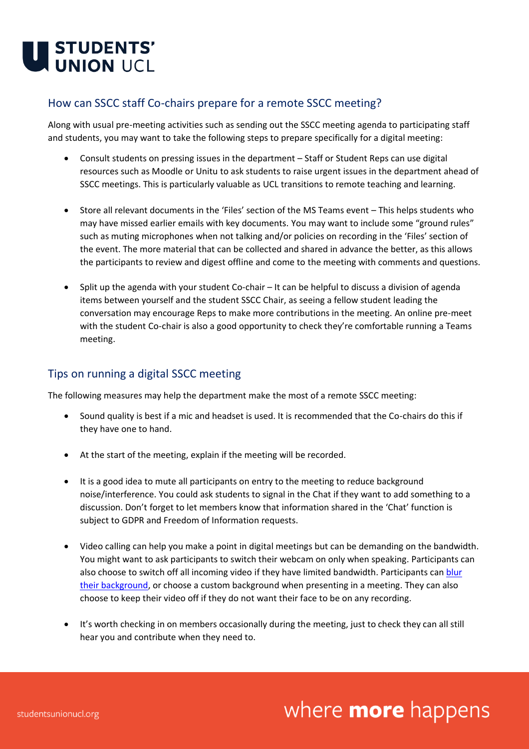## How can SSCC staff Co-chairs prepare for a remote SSCC meeting?

Along with usual pre-meeting activities such as sending out the SSCC meeting agenda to participating staff and students, you may want to take the following steps to prepare specifically for a digital meeting:

- Consult students on pressing issues in the department – Staff or Student Reps can use digital resources such as Moodle or Unitu to ask students to raise urgent issues in the department ahead of SSCC meetings. This is particularly valuable as UCL transitions to remote teaching and learning.

- Store all relevant documents in the 'Files' section of the MS Teams event – This helps students who may have missed earlier emails with key documents. You may want to include some "ground rules" such as muting microphones when not talking and/or policies on recording in the 'Files' section of the event. The more material that can be collected and shared in advance the better, as this allows the participants to review and digest offline and come to the meeting with comments and questions.

- Split up the agenda with your student Co-chair – It can be helpful to discuss a division of agenda items between yourself and the student SSCC Chair, as seeing a fellow student leading the conversation may encourage Reps to make more contributions in the meeting. An online pre-meet with the student Co-chair is also a good opportunity to check they're comfortable running a Teams meeting.

## Tips on running a digital SSCC meeting

The following measures may help the department make the most of a remote SSCC meeting:

- Sound quality is best if a mic and headset is used. It is recommended that the Co-chairs do this if they have one to hand.

- At the start of the meeting, explain if the meeting will be recorded.

- It is a good idea to mute all participants on entry to the meeting to reduce background noise/interference. You could ask students to signal in the Chat if they want to add something to a discussion. Don't forget to let members know that information shared in the 'Chat' function is subject to GDPR and Freedom of Information requests.

- Video calling can help you make a point in digital meetings but can be demanding on the bandwidth. You might want to ask participants to switch their webcam on only when speaking. Participants can also choose to switch off all incoming video if they have limited bandwidth. Participants can blur their background, or choose a custom background when presenting in a meeting. They can also choose to keep their video off if they do not want their face to be on any recording.

- It's worth checking in on members occasionally during the meeting, just to check they can all still hear you and contribute when they need to.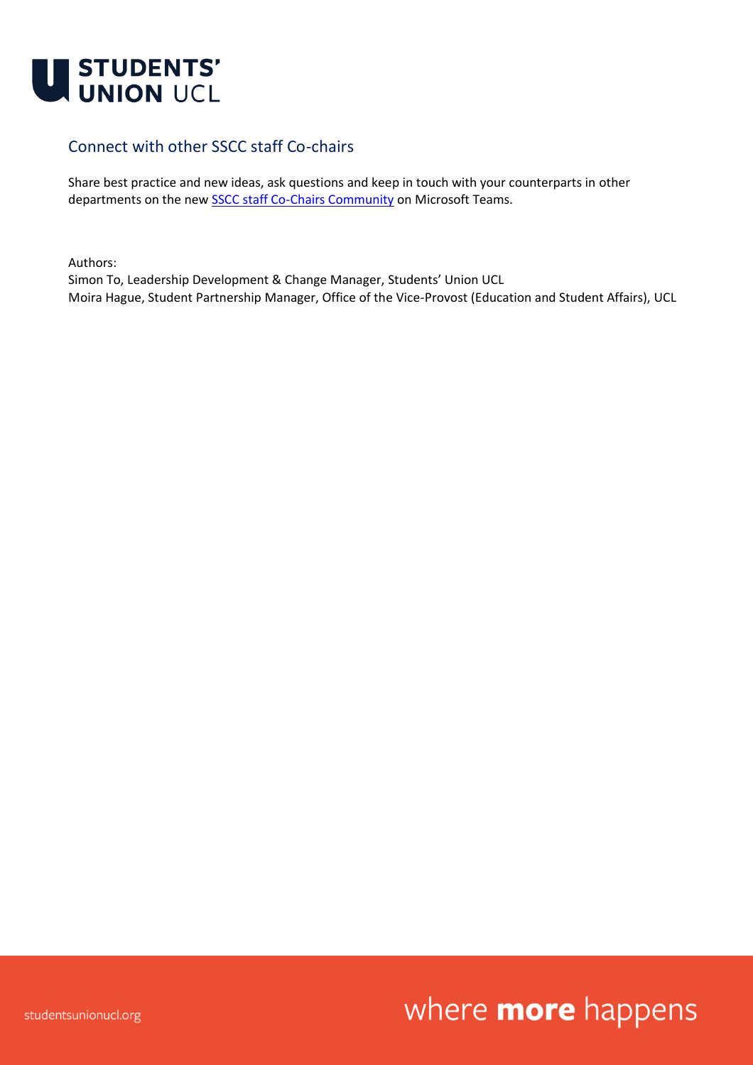## Connect with other SSCC staff Co-chairs

Share best practice and new ideas, ask questions and keep in touch with your counterparts in other departments on the new SSCC staff Co-Chairs Community on Microsoft Teams.

Authors:
Simon To, Leadership Development & Change Manager, Students' Union UCL
Moira Hague, Student Partnership Manager, Office of the Vice-Provost (Education and Student Affairs), UCL